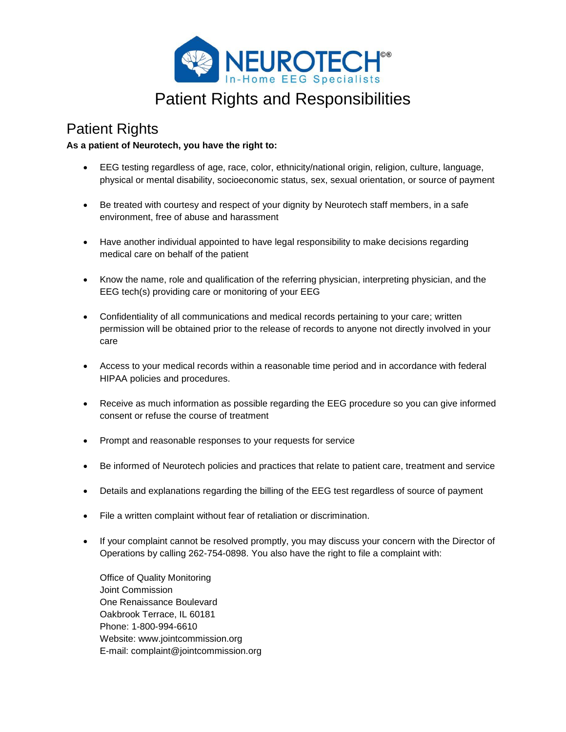NEUROTECH©®
In-Home EEG Specialists

# Patient Rights and Responsibilities

## Patient Rights

**As a patient of Neurotech, you have the right to:**

- EEG testing regardless of age, race, color, ethnicity/national origin, religion, culture, language, physical or mental disability, socioeconomic status, sex, sexual orientation, or source of payment
- Be treated with courtesy and respect of your dignity by Neurotech staff members, in a safe environment, free of abuse and harassment
- Have another individual appointed to have legal responsibility to make decisions regarding medical care on behalf of the patient
- Know the name, role and qualification of the referring physician, interpreting physician, and the EEG tech(s) providing care or monitoring of your EEG
- Confidentiality of all communications and medical records pertaining to your care; written permission will be obtained prior to the release of records to anyone not directly involved in your care
- Access to your medical records within a reasonable time period and in accordance with federal HIPAA policies and procedures.
- Receive as much information as possible regarding the EEG procedure so you can give informed consent or refuse the course of treatment
- Prompt and reasonable responses to your requests for service
- Be informed of Neurotech policies and practices that relate to patient care, treatment and service
- Details and explanations regarding the billing of the EEG test regardless of source of payment
- File a written complaint without fear of retaliation or discrimination.
- If your complaint cannot be resolved promptly, you may discuss your concern with the Director of Operations by calling 262-754-0898. You also have the right to file a complaint with:

  Office of Quality Monitoring
  Joint Commission
  One Renaissance Boulevard
  Oakbrook Terrace, IL 60181
  Phone: 1-800-994-6610
  Website: www.jointcommission.org
  E-mail: complaint@jointcommission.org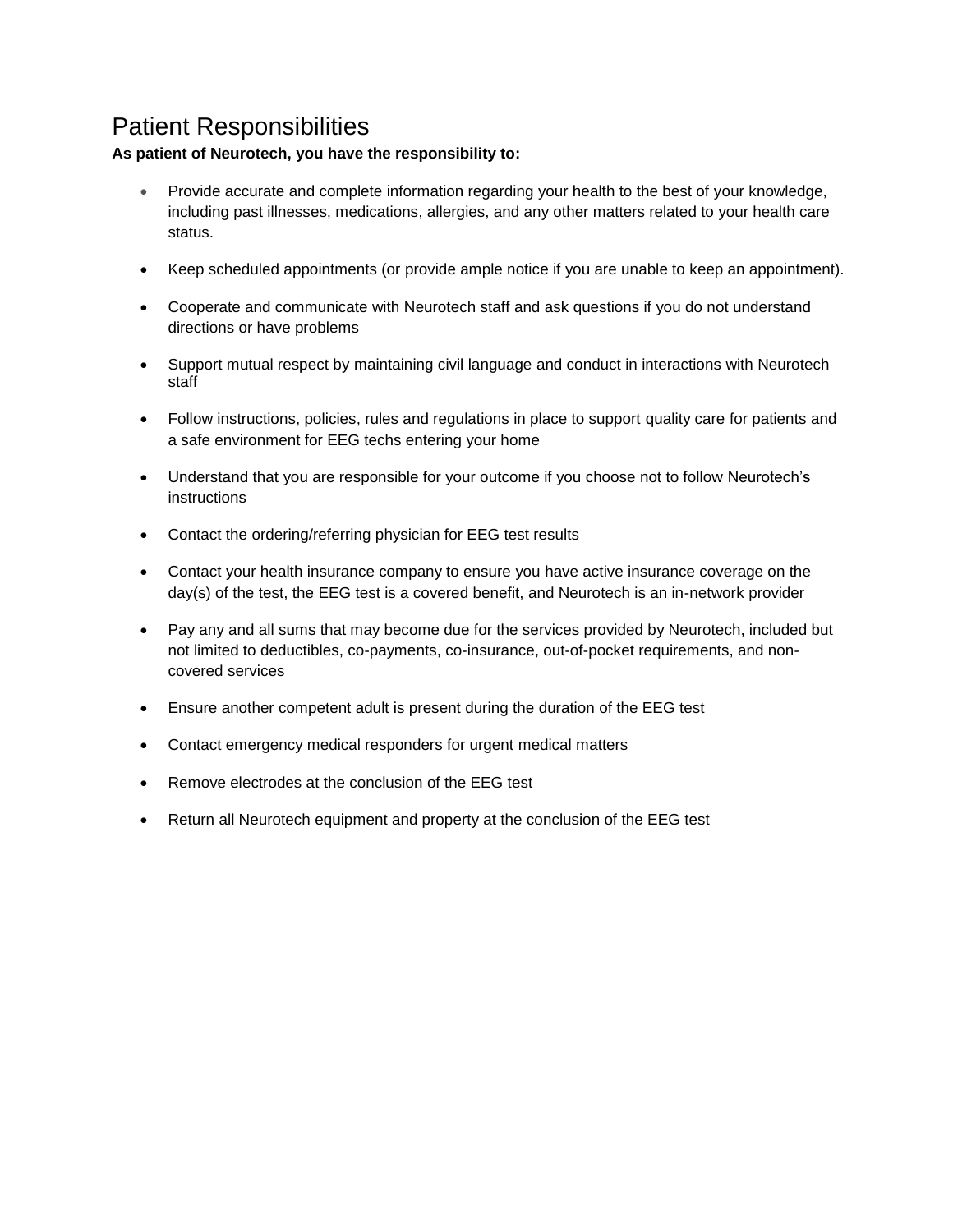# Patient Responsibilities

**As patient of Neurotech, you have the responsibility to:**

- Provide accurate and complete information regarding your health to the best of your knowledge, including past illnesses, medications, allergies, and any other matters related to your health care status.
- Keep scheduled appointments (or provide ample notice if you are unable to keep an appointment).
- Cooperate and communicate with Neurotech staff and ask questions if you do not understand directions or have problems
- Support mutual respect by maintaining civil language and conduct in interactions with Neurotech staff
- Follow instructions, policies, rules and regulations in place to support quality care for patients and a safe environment for EEG techs entering your home
- Understand that you are responsible for your outcome if you choose not to follow Neurotech's instructions
- Contact the ordering/referring physician for EEG test results
- Contact your health insurance company to ensure you have active insurance coverage on the day(s) of the test, the EEG test is a covered benefit, and Neurotech is an in-network provider
- Pay any and all sums that may become due for the services provided by Neurotech, included but not limited to deductibles, co-payments, co-insurance, out-of-pocket requirements, and non-covered services
- Ensure another competent adult is present during the duration of the EEG test
- Contact emergency medical responders for urgent medical matters
- Remove electrodes at the conclusion of the EEG test
- Return all Neurotech equipment and property at the conclusion of the EEG test